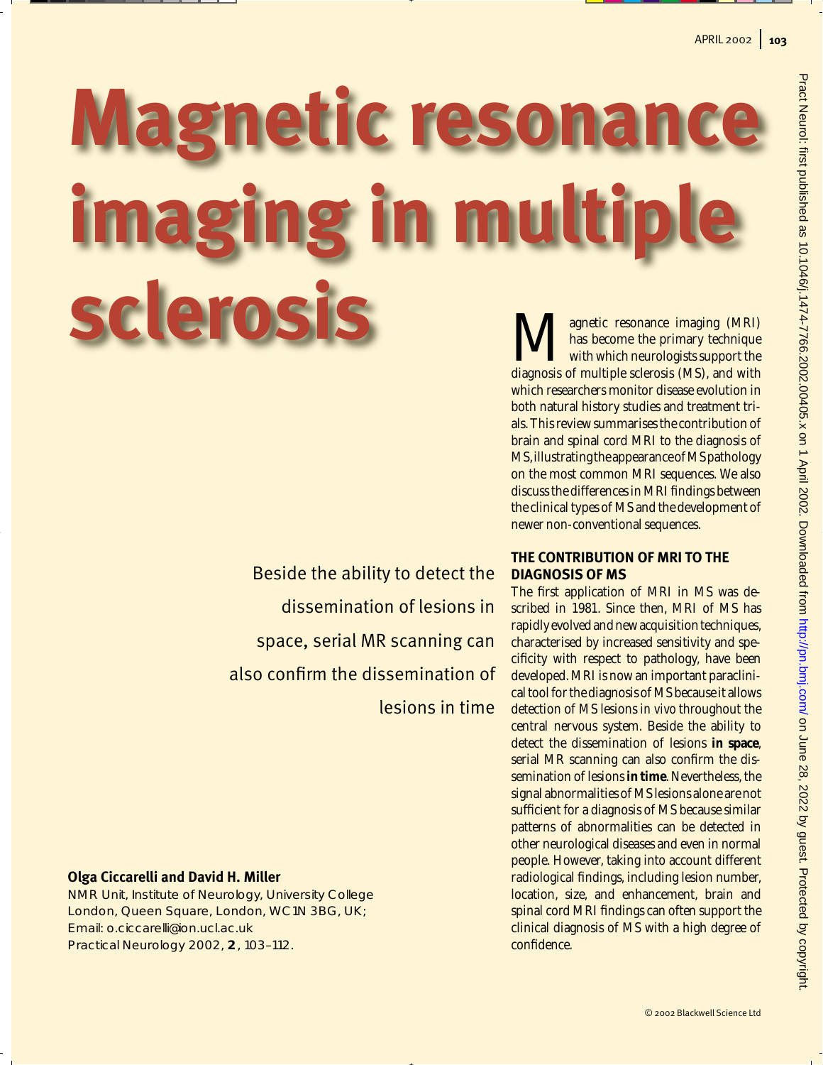# Magnetic resonance imaging in multiple sclerosis

Magnetic resonance imaging (MRI) has become the primary technique with which neurologists support the diagnosis of multiple sclerosis (MS), and with which researchers monitor disease evolution in both natural history studies and treatment trials. This review summarises the contribution of brain and spinal cord MRI to the diagnosis of MS, illustrating the appearance of MS pathology on the most common MRI sequences. We also discuss the differences in MRI findings between the clinical types of MS and the development of newer non-conventional sequences.

Beside the ability to detect the dissemination of lesions in space, serial MR scanning can also confirm the dissemination of lesions in time

**Olga Ciccarelli and David H. Miller**

NMR Unit, Institute of Neurology, University College London, Queen Square, London, WC1N 3BG, UK; Email: o.ciccarelli@ion.ucl.ac.uk
Practical Neurology 2002, **2**, 103–112.

## THE CONTRIBUTION OF MRI TO THE DIAGNOSIS OF MS

The first application of MRI in MS was described in 1981. Since then, MRI of MS has rapidly evolved and new acquisition techniques, characterised by increased sensitivity and specificity with respect to pathology, have been developed. MRI is now an important paraclinical tool for the diagnosis of MS because it allows detection of MS lesions in vivo throughout the central nervous system. Beside the ability to detect the dissemination of lesions **in space**, serial MR scanning can also confirm the dissemination of lesions **in time**. Nevertheless, the signal abnormalities of MS lesions alone are not sufficient for a diagnosis of MS because similar patterns of abnormalities can be detected in other neurological diseases and even in normal people. However, taking into account different radiological findings, including lesion number, location, size, and enhancement, brain and spinal cord MRI findings can often support the clinical diagnosis of MS with a high degree of confidence.

© 2002 Blackwell Science Ltd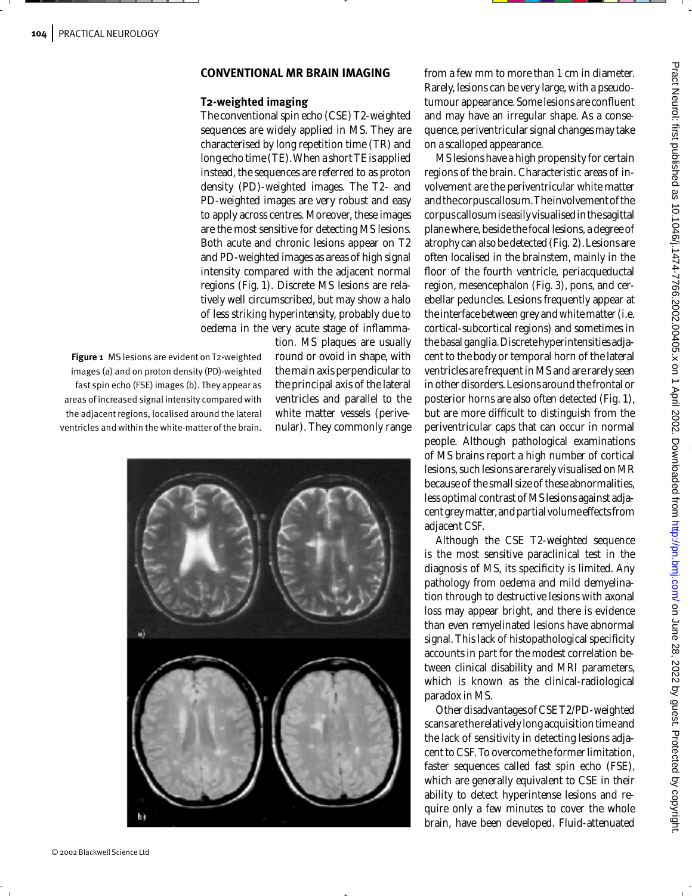## CONVENTIONAL MR BRAIN IMAGING

### T2-weighted imaging

The conventional spin echo (CSE) T2-weighted sequences are widely applied in MS. They are characterised by long repetition time (TR) and long echo time (TE). When a short TE is applied instead, the sequences are referred to as proton density (PD)-weighted images. The T2- and PD-weighted images are very robust and easy to apply across centres. Moreover, these images are the most sensitive for detecting MS lesions. Both acute and chronic lesions appear on T2 and PD-weighted images as areas of high signal intensity compared with the adjacent normal regions (Fig. 1). Discrete MS lesions are relatively well circumscribed, but may show a halo of less striking hyperintensity, probably due to oedema in the very acute stage of inflammation. MS plaques are usually round or ovoid in shape, with the main axis perpendicular to the principal axis of the lateral ventricles and parallel to the white matter vessels (perivenular). They commonly range from a few mm to more than 1 cm in diameter. Rarely, lesions can be very large, with a pseudotumour appearance. Some lesions are confluent and may have an irregular shape. As a consequence, periventricular signal changes may take on a scalloped appearance.

**Figure 1** MS lesions are evident on T2-weighted images (a) and on proton density (PD)-weighted fast spin echo (FSE) images (b). They appear as areas of increased signal intensity compared with the adjacent regions, localised around the lateral ventricles and within the white-matter of the brain.

MS lesions have a high propensity for certain regions of the brain. Characteristic areas of involvement are the periventricular white matter and the corpus callosum. The involvement of the corpus callosum is easily visualised in the sagittal plane where, beside the focal lesions, a degree of atrophy can also be detected (Fig. 2). Lesions are often localised in the brainstem, mainly in the floor of the fourth ventricle, periacqueductal region, mesencephalon (Fig. 3), pons, and cerebellar peduncles. Lesions frequently appear at the interface between grey and white matter (i.e. cortical-subcortical regions) and sometimes in the basal ganglia. Discrete hyperintensities adjacent to the body or temporal horn of the lateral ventricles are frequent in MS and are rarely seen in other disorders. Lesions around the frontal or posterior horns are also often detected (Fig. 1), but are more difficult to distinguish from the periventricular caps that can occur in normal people. Although pathological examinations of MS brains report a high number of cortical lesions, such lesions are rarely visualised on MR because of the small size of these abnormalities, less optimal contrast of MS lesions against adjacent grey matter, and partial volume effects from adjacent CSF.

Although the CSE T2-weighted sequence is the most sensitive paraclinical test in the diagnosis of MS, its specificity is limited. Any pathology from oedema and mild demyelination through to destructive lesions with axonal loss may appear bright, and there is evidence than even remyelinated lesions have abnormal signal. This lack of histopathological specificity accounts in part for the modest correlation between clinical disability and MRI parameters, which is known as the clinical-radiological paradox in MS.

Other disadvantages of CSE T2/PD-weighted scans are the relatively long acquisition time and the lack of sensitivity in detecting lesions adjacent to CSF. To overcome the former limitation, faster sequences called fast spin echo (FSE), which are generally equivalent to CSE in their ability to detect hyperintense lesions and require only a few minutes to cover the whole brain, have been developed. Fluid-attenuated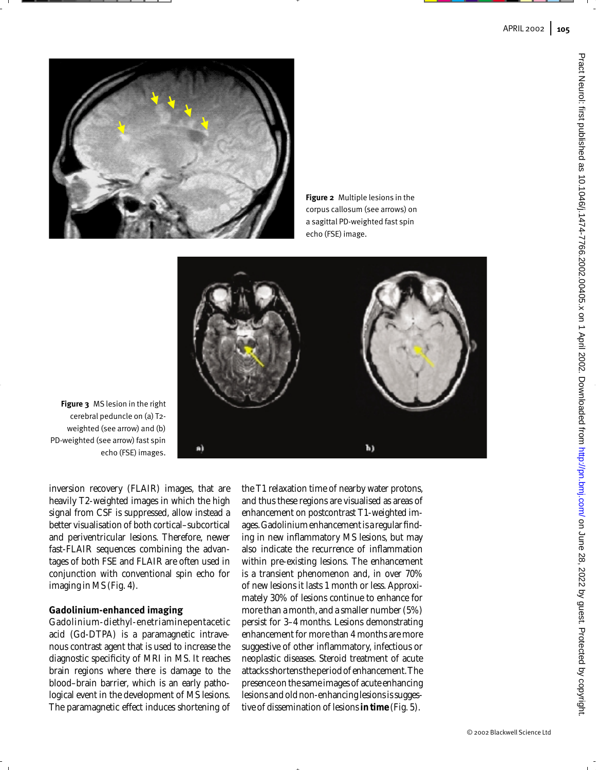Figure 2 Multiple lesions in the corpus callosum (see arrows) on a sagittal PD-weighted fast spin echo (FSE) image.

Figure 3 MS lesion in the right cerebral peduncle on (a) T2-weighted (see arrow) and (b) PD-weighted (see arrow) fast spin echo (FSE) images.

inversion recovery (FLAIR) images, that are heavily T2-weighted images in which the high signal from CSF is suppressed, allow instead a better visualisation of both cortical–subcortical and periventricular lesions. Therefore, newer fast-FLAIR sequences combining the advantages of both FSE and FLAIR are often used in conjunction with conventional spin echo for imaging in MS (Fig. 4).

## Gadolinium-enhanced imaging

Gadolinium-diethyl-enetriaminepentacetic acid (Gd-DTPA) is a paramagnetic intravenous contrast agent that is used to increase the diagnostic specificity of MRI in MS. It reaches brain regions where there is damage to the blood–brain barrier, which is an early pathological event in the development of MS lesions. The paramagnetic effect induces shortening of the T1 relaxation time of nearby water protons, and thus these regions are visualised as areas of enhancement on postcontrast T1-weighted images. Gadolinium enhancement is a regular finding in new inflammatory MS lesions, but may also indicate the recurrence of inflammation within pre-existing lesions. The enhancement is a transient phenomenon and, in over 70% of new lesions it lasts 1 month or less. Approximately 30% of lesions continue to enhance for more than a month, and a smaller number (5%) persist for 3–4 months. Lesions demonstrating enhancement for more than 4 months are more suggestive of other inflammatory, infectious or neoplastic diseases. Steroid treatment of acute attacks shortens the period of enhancement. The presence on the same images of acute enhancing lesions and old non-enhancing lesions is suggestive of dissemination of lesions **in time** (Fig. 5).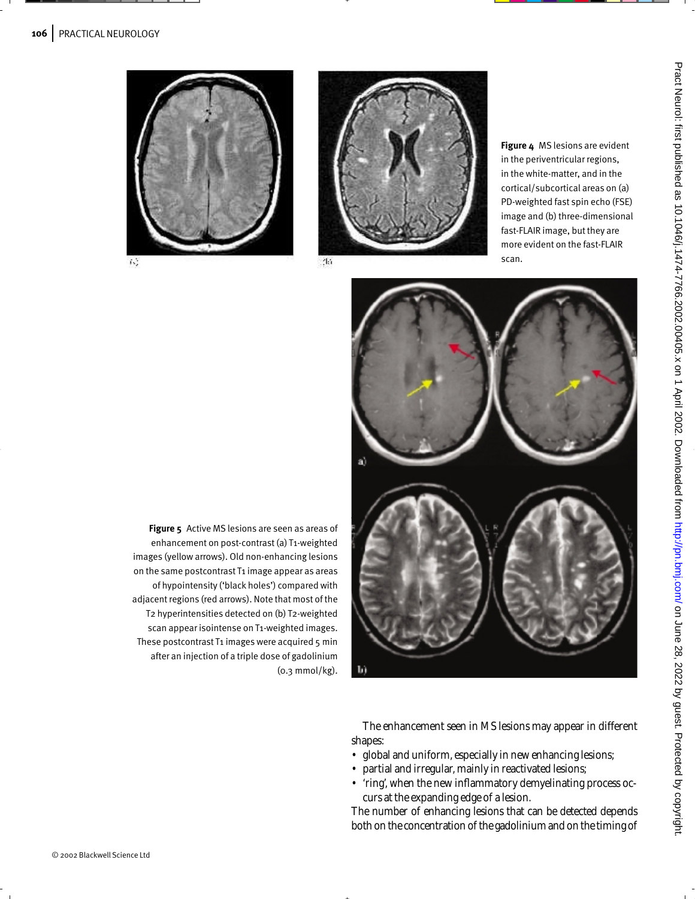**Figure 4** MS lesions are evident in the periventricular regions, in the white-matter, and in the cortical/subcortical areas on (a) PD-weighted fast spin echo (FSE) image and (b) three-dimensional fast-FLAIR image, but they are more evident on the fast-FLAIR scan.

**Figure 5** Active MS lesions are seen as areas of enhancement on post-contrast (a) T1-weighted images (yellow arrows). Old non-enhancing lesions on the same postcontrast T1 image appear as areas of hypointensity ('black holes') compared with adjacent regions (red arrows). Note that most of the T2 hyperintensities detected on (b) T2-weighted scan appear isointense on T1-weighted images. These postcontrast T1 images were acquired 5 min after an injection of a triple dose of gadolinium (0.3 mmol/kg).

The enhancement seen in MS lesions may appear in different shapes:

- global and uniform, especially in new enhancing lesions;
- partial and irregular, mainly in reactivated lesions;
- 'ring', when the new inflammatory demyelinating process occurs at the expanding edge of a lesion.

The number of enhancing lesions that can be detected depends both on the concentration of the gadolinium and on the timing of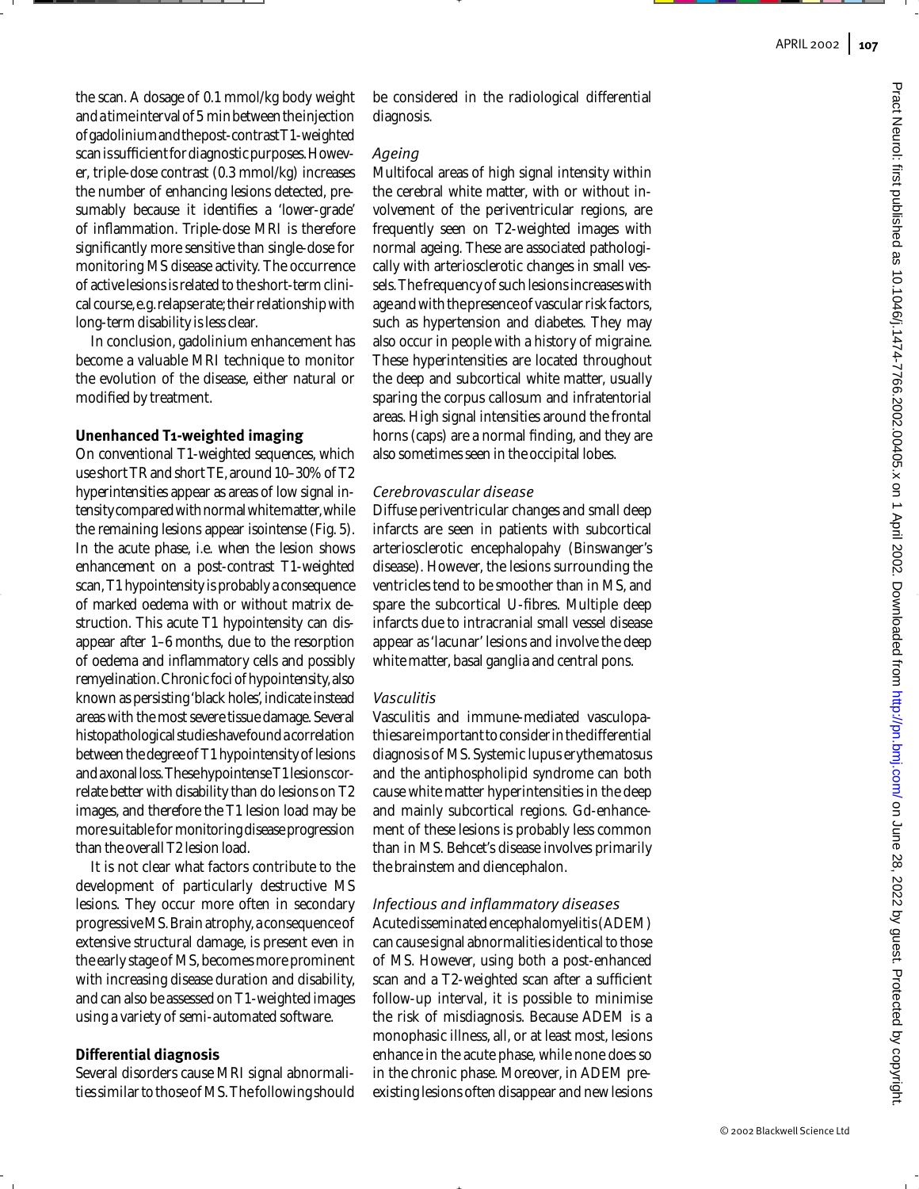the scan. A dosage of 0.1 mmol/kg body weight and a time interval of 5 min between the injection of gadolinium and the post-contrast T1-weighted scan is sufficient for diagnostic purposes. However, triple-dose contrast (0.3 mmol/kg) increases the number of enhancing lesions detected, presumably because it identifies a 'lower-grade' of inflammation. Triple-dose MRI is therefore significantly more sensitive than single-dose for monitoring MS disease activity. The occurrence of active lesions is related to the short-term clinical course, e.g. relapse rate; their relationship with long-term disability is less clear.

In conclusion, gadolinium enhancement has become a valuable MRI technique to monitor the evolution of the disease, either natural or modified by treatment.

### Unenhanced T1-weighted imaging

On conventional T1-weighted sequences, which use short TR and short TE, around 10–30% of T2 hyperintensities appear as areas of low signal intensity compared with normal white matter, while the remaining lesions appear isointense (Fig. 5). In the acute phase, i.e. when the lesion shows enhancement on a post-contrast T1-weighted scan, T1 hypointensity is probably a consequence of marked oedema with or without matrix destruction. This acute T1 hypointensity can disappear after 1–6 months, due to the resorption of oedema and inflammatory cells and possibly remyelination. Chronic foci of hypointensity, also known as persisting 'black holes', indicate instead areas with the most severe tissue damage. Several histopathological studies have found a correlation between the degree of T1 hypointensity of lesions and axonal loss. These hypointense T1 lesions correlate better with disability than do lesions on T2 images, and therefore the T1 lesion load may be more suitable for monitoring disease progression than the overall T2 lesion load.

It is not clear what factors contribute to the development of particularly destructive MS lesions. They occur more often in secondary progressive MS. Brain atrophy, a consequence of extensive structural damage, is present even in the early stage of MS, becomes more prominent with increasing disease duration and disability, and can also be assessed on T1-weighted images using a variety of semi-automated software.

### Differential diagnosis

Several disorders cause MRI signal abnormalities similar to those of MS. The following should be considered in the radiological differential diagnosis.

#### *Ageing*

Multifocal areas of high signal intensity within the cerebral white matter, with or without involvement of the periventricular regions, are frequently seen on T2-weighted images with normal ageing. These are associated pathologically with arteriosclerotic changes in small vessels. The frequency of such lesions increases with age and with the presence of vascular risk factors, such as hypertension and diabetes. They may also occur in people with a history of migraine. These hyperintensities are located throughout the deep and subcortical white matter, usually sparing the corpus callosum and infratentorial areas. High signal intensities around the frontal horns (caps) are a normal finding, and they are also sometimes seen in the occipital lobes.

#### *Cerebrovascular disease*

Diffuse periventricular changes and small deep infarcts are seen in patients with subcortical arteriosclerotic encephalopahy (Binswanger's disease). However, the lesions surrounding the ventricles tend to be smoother than in MS, and spare the subcortical U-fibres. Multiple deep infarcts due to intracranial small vessel disease appear as 'lacunar' lesions and involve the deep white matter, basal ganglia and central pons.

#### *Vasculitis*

Vasculitis and immune-mediated vasculopathies are important to consider in the differential diagnosis of MS. Systemic lupus erythematosus and the antiphospholipid syndrome can both cause white matter hyperintensities in the deep and mainly subcortical regions. Gd-enhancement of these lesions is probably less common than in MS. Behcet's disease involves primarily the brainstem and diencephalon.

#### *Infectious and inflammatory diseases*

Acute disseminated encephalomyelitis (ADEM) can cause signal abnormalities identical to those of MS. However, using both a post-enhanced scan and a T2-weighted scan after a sufficient follow-up interval, it is possible to minimise the risk of misdiagnosis. Because ADEM is a monophasic illness, all, or at least most, lesions enhance in the acute phase, while none does so in the chronic phase. Moreover, in ADEM pre-existing lesions often disappear and new lesions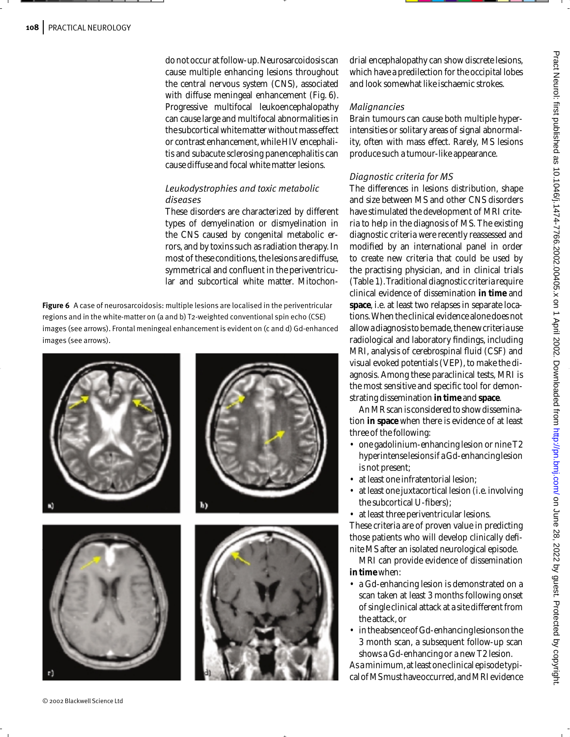do not occur at follow-up. Neurosarcoidosis can cause multiple enhancing lesions throughout the central nervous system (CNS), associated with diffuse meningeal enhancement (Fig. 6). Progressive multifocal leukoencephalopathy can cause large and multifocal abnormalities in the subcortical white matter without mass effect or contrast enhancement, while HIV encephalitis and subacute sclerosing panencephalitis can cause diffuse and focal white matter lesions.

### *Leukodystrophies and toxic metabolic diseases*

These disorders are characterized by different types of demyelination or dismyelination in the CNS caused by congenital metabolic errors, and by toxins such as radiation therapy. In most of these conditions, the lesions are diffuse, symmetrical and confluent in the periventricular and subcortical white matter. Mitochondrial encephalopathy can show discrete lesions, which have a predilection for the occipital lobes and look somewhat like ischaemic strokes.

**Figure 6** A case of neurosarcoidosis: multiple lesions are localised in the periventricular regions and in the white-matter on (a and b) T2-weighted conventional spin echo (CSE) images (see arrows). Frontal meningeal enhancement is evident on (c and d) Gd-enhanced images (see arrows).

### *Malignancies*

Brain tumours can cause both multiple hyperintensities or solitary areas of signal abnormality, often with mass effect. Rarely, MS lesions produce such a tumour-like appearance.

### *Diagnostic criteria for MS*

The differences in lesions distribution, shape and size between MS and other CNS disorders have stimulated the development of MRI criteria to help in the diagnosis of MS. The existing diagnostic criteria were recently reassessed and modified by an international panel in order to create new criteria that could be used by the practising physician, and in clinical trials (Table 1). Traditional diagnostic criteria require clinical evidence of dissemination **in time** and **space**, i.e. at least two relapses in separate locations. When the clinical evidence alone does not allow a diagnosis to be made, the new criteria use radiological and laboratory findings, including MRI, analysis of cerebrospinal fluid (CSF) and visual evoked potentials (VEP), to make the diagnosis. Among these paraclinical tests, MRI is the most sensitive and specific tool for demonstrating dissemination **in time** and **space**.

An MR scan is considered to show dissemination **in space** when there is evidence of at least three of the following:

- one gadolinium-enhancing lesion or nine T2 hyperintense lesions if a Gd-enhancing lesion is not present;
- at least one infratentorial lesion;
- at least one juxtacortical lesion (i.e. involving the subcortical U-fibers);
- at least three periventricular lesions.

These criteria are of proven value in predicting those patients who will develop clinically definite MS after an isolated neurological episode.

MRI can provide evidence of dissemination **in time** when:

- a Gd-enhancing lesion is demonstrated on a scan taken at least 3 months following onset of single clinical attack at a site different from the attack, or
- in the absence of Gd-enhancing lesions on the 3 month scan, a subsequent follow-up scan shows a Gd-enhancing or a new T2 lesion.

As a minimum, at least one clinical episode typical of MS must have occurred, and MRI evidence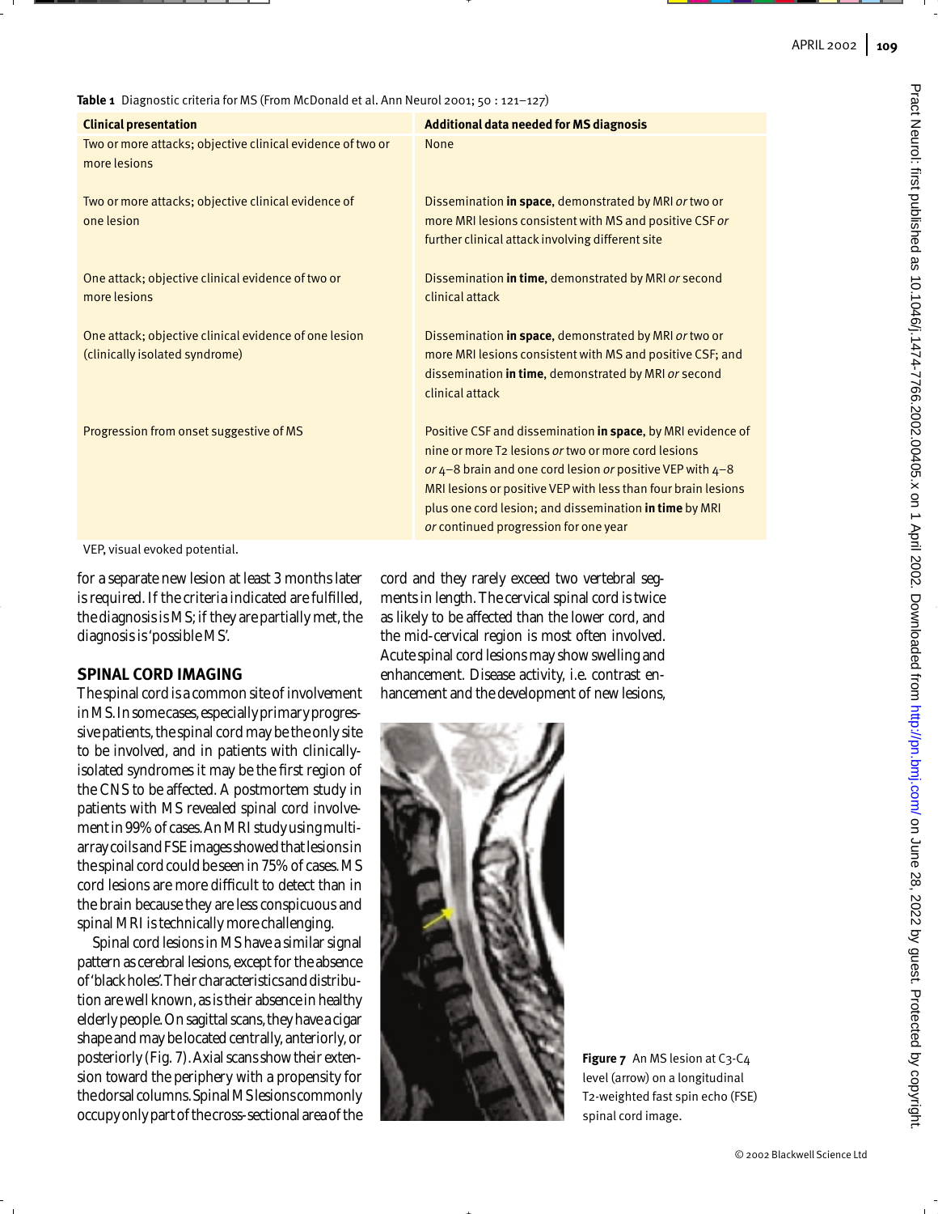Table 1 Diagnostic criteria for MS (From McDonald et al. Ann Neurol 2001; 50 : 121–127)

| Clinical presentation | Additional data needed for MS diagnosis |
| --- | --- |
| Two or more attacks; objective clinical evidence of two or more lesions | None |
| Two or more attacks; objective clinical evidence of one lesion | Dissemination **in space**, demonstrated by MRI *or* two or more MRI lesions consistent with MS and positive CSF *or* further clinical attack involving different site |
| One attack; objective clinical evidence of two or more lesions | Dissemination **in time**, demonstrated by MRI *or* second clinical attack |
| One attack; objective clinical evidence of one lesion (clinically isolated syndrome) | Dissemination **in space**, demonstrated by MRI *or* two or more MRI lesions consistent with MS and positive CSF; and dissemination **in time**, demonstrated by MRI *or* second clinical attack |
| Progression from onset suggestive of MS | Positive CSF and dissemination **in space**, by MRI evidence of nine or more T2 lesions *or* two or more cord lesions *or* 4–8 brain and one cord lesion *or* positive VEP with 4–8 MRI lesions or positive VEP with less than four brain lesions plus one cord lesion; and dissemination **in time** by MRI *or* continued progression for one year |

VEP, visual evoked potential.

for a separate new lesion at least 3 months later is required. If the criteria indicated are fulfilled, the diagnosis is MS; if they are partially met, the diagnosis is 'possible MS'.

## SPINAL CORD IMAGING

The spinal cord is a common site of involvement in MS. In some cases, especially primary progressive patients, the spinal cord may be the only site to be involved, and in patients with clinically-isolated syndromes it may be the first region of the CNS to be affected. A postmortem study in patients with MS revealed spinal cord involvement in 99% of cases. An MRI study using multi-array coils and FSE images showed that lesions in the spinal cord could be seen in 75% of cases. MS cord lesions are more difficult to detect than in the brain because they are less conspicuous and spinal MRI is technically more challenging.

Spinal cord lesions in MS have a similar signal pattern as cerebral lesions, except for the absence of 'black holes'. Their characteristics and distribution are well known, as is their absence in healthy elderly people. On sagittal scans, they have a cigar shape and may be located centrally, anteriorly, or posteriorly (Fig. 7). Axial scans show their extension toward the periphery with a propensity for the dorsal columns. Spinal MS lesions commonly occupy only part of the cross-sectional area of the cord and they rarely exceed two vertebral segments in length. The cervical spinal cord is twice as likely to be affected than the lower cord, and the mid-cervical region is most often involved. Acute spinal cord lesions may show swelling and enhancement. Disease activity, i.e. contrast enhancement and the development of new lesions,

**Figure 7** An MS lesion at C3-C4 level (arrow) on a longitudinal T2-weighted fast spin echo (FSE) spinal cord image.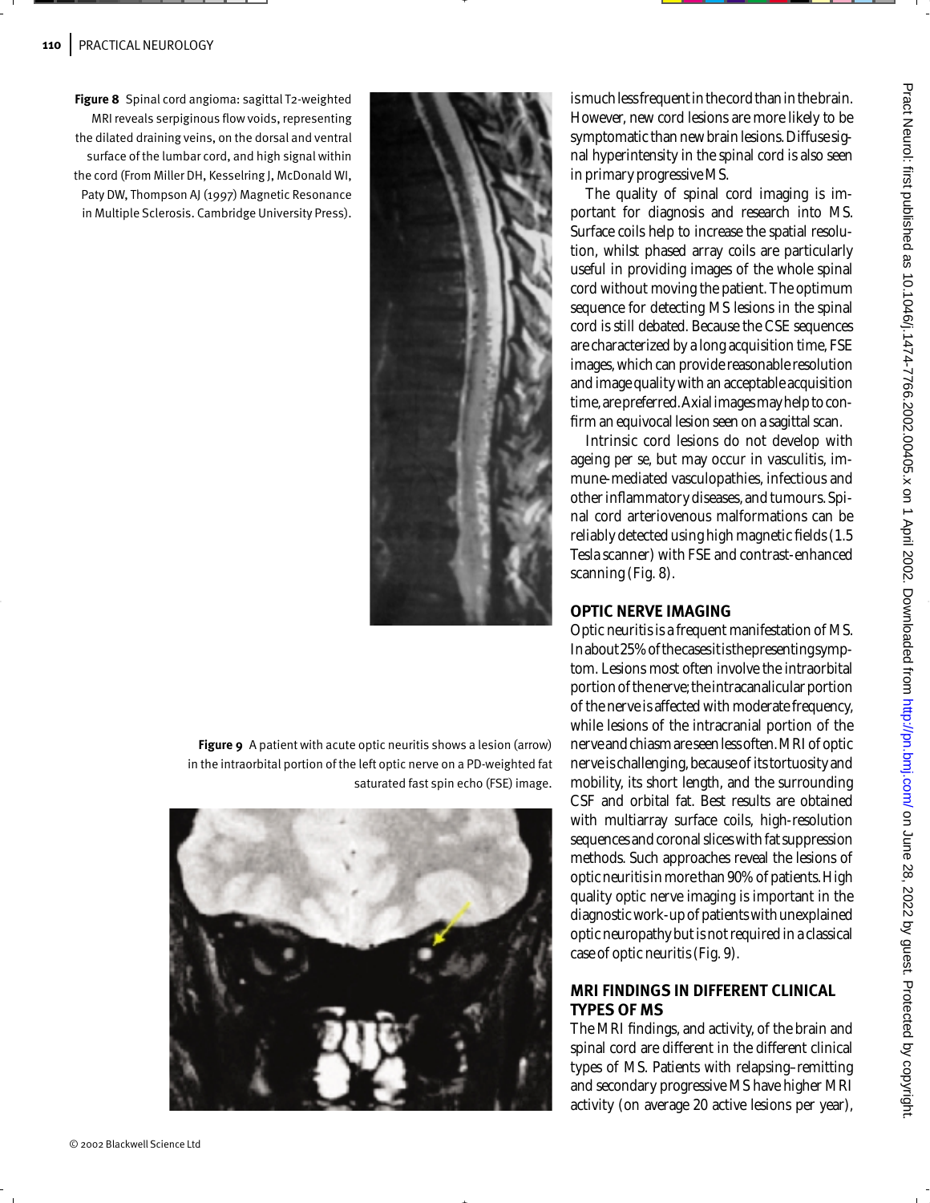**Figure 8** Spinal cord angioma: sagittal T2-weighted MRI reveals serpiginous flow voids, representing the dilated draining veins, on the dorsal and ventral surface of the lumbar cord, and high signal within the cord (From Miller DH, Kesselring J, McDonald WI, Paty DW, Thompson AJ (1997) Magnetic Resonance in Multiple Sclerosis. Cambridge University Press).

**Figure 9** A patient with acute optic neuritis shows a lesion (arrow) in the intraorbital portion of the left optic nerve on a PD-weighted fat saturated fast spin echo (FSE) image.

is much less frequent in the cord than in the brain. However, new cord lesions are more likely to be symptomatic than new brain lesions. Diffuse signal hyperintensity in the spinal cord is also seen in primary progressive MS.

The quality of spinal cord imaging is important for diagnosis and research into MS. Surface coils help to increase the spatial resolution, whilst phased array coils are particularly useful in providing images of the whole spinal cord without moving the patient. The optimum sequence for detecting MS lesions in the spinal cord is still debated. Because the CSE sequences are characterized by a long acquisition time, FSE images, which can provide reasonable resolution and image quality with an acceptable acquisition time, are preferred. Axial images may help to confirm an equivocal lesion seen on a sagittal scan.

Intrinsic cord lesions do not develop with ageing *per se*, but may occur in vasculitis, immune-mediated vasculopathies, infectious and other inflammatory diseases, and tumours. Spinal cord arteriovenous malformations can be reliably detected using high magnetic fields (1.5 Tesla scanner) with FSE and contrast-enhanced scanning (Fig. 8).

## OPTIC NERVE IMAGING

Optic neuritis is a frequent manifestation of MS. In about 25% of the cases it is the presenting symptom. Lesions most often involve the intraorbital portion of the nerve; the intracanalicular portion of the nerve is affected with moderate frequency, while lesions of the intracranial portion of the nerve and chiasm are seen less often. MRI of optic nerve is challenging, because of its tortuosity and mobility, its short length, and the surrounding CSF and orbital fat. Best results are obtained with multiarray surface coils, high-resolution sequences and coronal slices with fat suppression methods. Such approaches reveal the lesions of optic neuritis in more than 90% of patients. High quality optic nerve imaging is important in the diagnostic work-up of patients with unexplained optic neuropathy but is not required in a classical case of optic neuritis (Fig. 9).

## MRI FINDINGS IN DIFFERENT CLINICAL TYPES OF MS

The MRI findings, and activity, of the brain and spinal cord are different in the different clinical types of MS. Patients with relapsing–remitting and secondary progressive MS have higher MRI activity (on average 20 active lesions per year),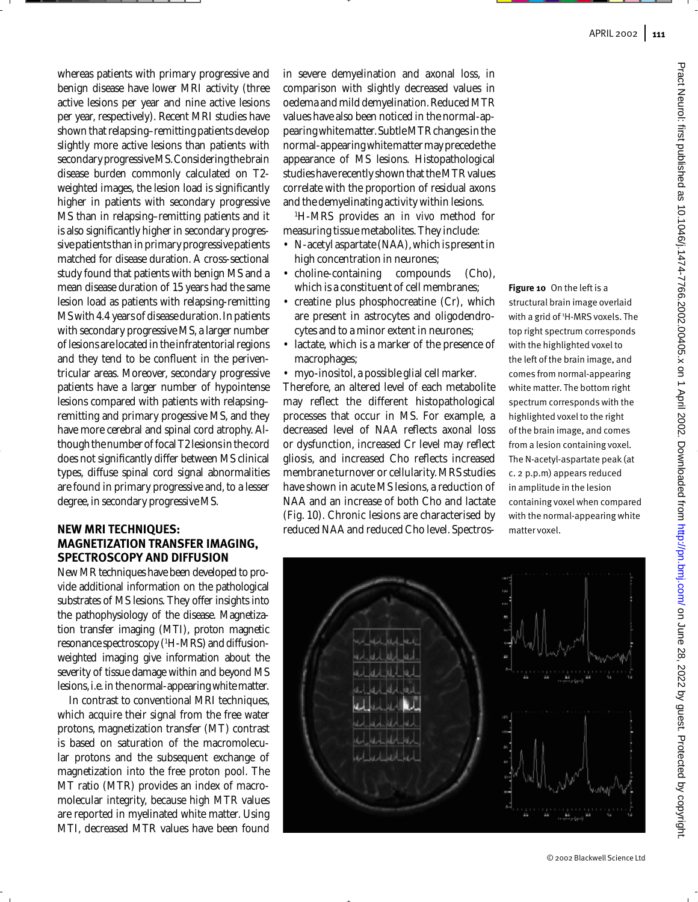whereas patients with primary progressive and benign disease have lower MRI activity (three active lesions per year and nine active lesions per year, respectively). Recent MRI studies have shown that relapsing–remitting patients develop slightly more active lesions than patients with secondary progressive MS. Considering the brain disease burden commonly calculated on T2-weighted images, the lesion load is significantly higher in patients with secondary progressive MS than in relapsing–remitting patients and it is also significantly higher in secondary progressive patients than in primary progressive patients matched for disease duration. A cross-sectional study found that patients with benign MS and a mean disease duration of 15 years had the same lesion load as patients with relapsing-remitting MS with 4.4 years of disease duration. In patients with secondary progressive MS, a larger number of lesions are located in the infratentorial regions and they tend to be confluent in the periventricular areas. Moreover, secondary progressive patients have a larger number of hypointense lesions compared with patients with relapsing–remitting and primary progessive MS, and they have more cerebral and spinal cord atrophy. Although the number of focal T2 lesions in the cord does not significantly differ between MS clinical types, diffuse spinal cord signal abnormalities are found in primary progressive and, to a lesser degree, in secondary progressive MS.

## NEW MRI TECHNIQUES: MAGNETIZATION TRANSFER IMAGING, SPECTROSCOPY AND DIFFUSION

New MR techniques have been developed to provide additional information on the pathological substrates of MS lesions. They offer insights into the pathophysiology of the disease. Magnetization transfer imaging (MTI), proton magnetic resonance spectroscopy ($^{1}$H-MRS) and diffusion-weighted imaging give information about the severity of tissue damage within and beyond MS lesions, i.e. in the normal-appearing white matter.

In contrast to conventional MRI techniques, which acquire their signal from the free water protons, magnetization transfer (MT) contrast is based on saturation of the macromolecular protons and the subsequent exchange of magnetization into the free proton pool. The MT ratio (MTR) provides an index of macromolecular integrity, because high MTR values are reported in myelinated white matter. Using MTI, decreased MTR values have been found in severe demyelination and axonal loss, in comparison with slightly decreased values in oedema and mild demyelination. Reduced MTR values have also been noticed in the normal-appearing white matter. Subtle MTR changes in the normal-appearing white matter may precede the appearance of MS lesions. Histopathological studies have recently shown that the MTR values correlate with the proportion of residual axons and the demyelinating activity within lesions.

$^{1}$H-MRS provides an *in vivo* method for measuring tissue metabolites. They include:

- N-acetyl aspartate (NAA), which is present in high concentration in neurones;
- choline-containing compounds (Cho), which is a constituent of cell membranes;
- creatine plus phosphocreatine (Cr), which are present in astrocytes and oligodendrocytes and to a minor extent in neurones;
- lactate, which is a marker of the presence of macrophages;
- myo-inositol, a possible glial cell marker.

Therefore, an altered level of each metabolite may reflect the different histopathological processes that occur in MS. For example, a decreased level of NAA reflects axonal loss or dysfunction, increased Cr level may reflect gliosis, and increased Cho reflects increased membrane turnover or cellularity. MRS studies have shown in acute MS lesions, a reduction of NAA and an increase of both Cho and lactate (Fig. 10). Chronic lesions are characterised by reduced NAA and reduced Cho level. Spectros-

**Figure 10** On the left is a structural brain image overlaid with a grid of $^{1}$H-MRS voxels. The top right spectrum corresponds with the highlighted voxel to the left of the brain image, and comes from normal-appearing white matter. The bottom right spectrum corresponds with the highlighted voxel to the right of the brain image, and comes from a lesion containing voxel. The N-acetyl-aspartate peak (at c. 2 p.p.m) appears reduced in amplitude in the lesion containing voxel when compared with the normal-appearing white matter voxel.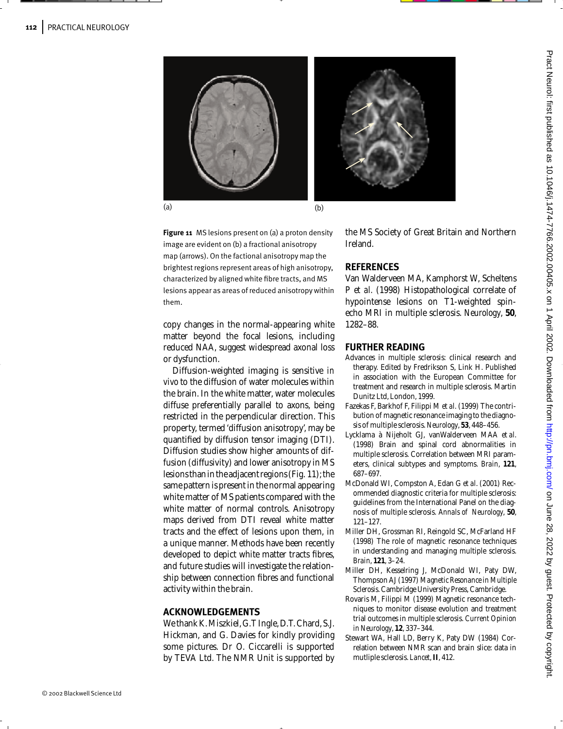Figure 11 MS lesions present on (a) a proton density image are evident on (b) a fractional anisotropy map (arrows). On the factional anisotropy map the brightest regions represent areas of high anisotropy, characterized by aligned white fibre tracts, and MS lesions appear as areas of reduced anisotropy within them.

copy changes in the normal-appearing white matter beyond the focal lesions, including reduced NAA, suggest widespread axonal loss or dysfunction.

Diffusion-weighted imaging is sensitive in vivo to the diffusion of water molecules within the brain. In the white matter, water molecules diffuse preferentially parallel to axons, being restricted in the perpendicular direction. This property, termed 'diffusion anisotropy', may be quantified by diffusion tensor imaging (DTI). Diffusion studies show higher amounts of diffusion (diffusivity) and lower anisotropy in MS lesions than in the adjacent regions (Fig. 11); the same pattern is present in the normal appearing white matter of MS patients compared with the white matter of normal controls. Anisotropy maps derived from DTI reveal white matter tracts and the effect of lesions upon them, in a unique manner. Methods have been recently developed to depict white matter tracts fibres, and future studies will investigate the relationship between connection fibres and functional activity within the brain.

## ACKNOWLEDGEMENTS

We thank K. Miszkiel, G.T Ingle, D.T. Chard, S.J. Hickman, and G. Davies for kindly providing some pictures. Dr O. Ciccarelli is supported by TEVA Ltd. The NMR Unit is supported by the MS Society of Great Britain and Northern Ireland.

## REFERENCES

Van Walderveen MA, Kamphorst W, Scheltens P *et al.* (1998) Histopathological correlate of hypointense lesions on T1-weighted spin-echo MRI in multiple sclerosis. *Neurology*, **50**, 1282–88.

## FURTHER READING

- Advances in multiple sclerosis: clinical research and therapy. Edited by Fredrikson S, Link H. Published in association with the European Committee for treatment and research in multiple sclerosis. Martin Dunitz Ltd, London, 1999.
- Fazekas F, Barkhof F, Filippi M *et al.* (1999) The contribution of magnetic resonance imaging to the diagnosis of multiple sclerosis. *Neurology*, **53**, 448–456.
- Lycklama à Nijeholt GJ, vanWalderveen MAA *et al.* (1998) Brain and spinal cord abnormalities in multiple sclerosis. Correlation between MRI parameters, clinical subtypes and symptoms. *Brain*, **121**, 687–697.
- McDonald WI, Compston A, Edan G *et al.* (2001) Recommended diagnostic criteria for multiple sclerosis: guidelines from the International Panel on the diagnosis of multiple sclerosis. *Annals of Neurology*, **50**, 121–127.
- Miller DH, Grossman RI, Reingold SC, McFarland HF (1998) The role of magnetic resonance techniques in understanding and managing multiple sclerosis. *Brain*, **121**, 3–24.
- Miller DH, Kesselring J, McDonald WI, Paty DW, Thompson AJ (1997) *Magnetic Resonance in Multiple Sclerosis*. Cambridge University Press, Cambridge.
- Rovaris M, Filippi M (1999) Magnetic resonance techniques to monitor disease evolution and treatment trial outcomes in multiple sclerosis. *Current Opinion in Neurology*, **12**, 337–344.
- Stewart WA, Hall LD, Berry K, Paty DW (1984) Correlation between NMR scan and brain slice: data in mutliple sclerosis. *Lancet*, **II**, 412.